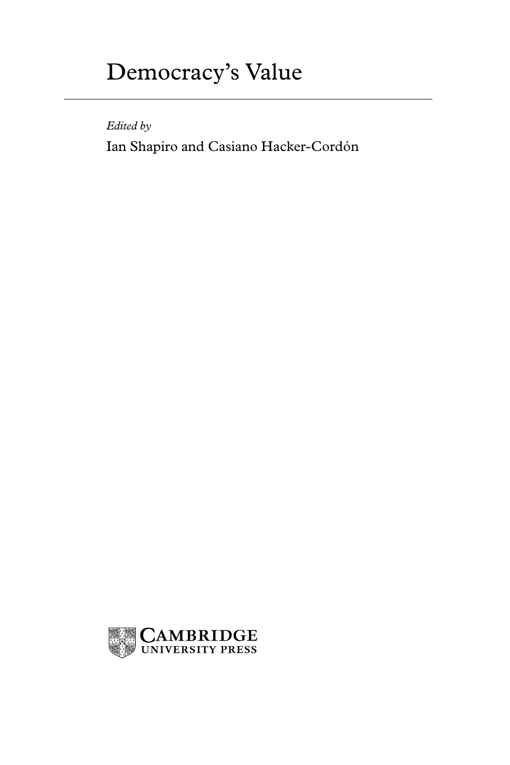# Democracy's Value

*Edited by*

Ian Shapiro and Casiano Hacker-Cordón

CAMBRIDGE
UNIVERSITY PRESS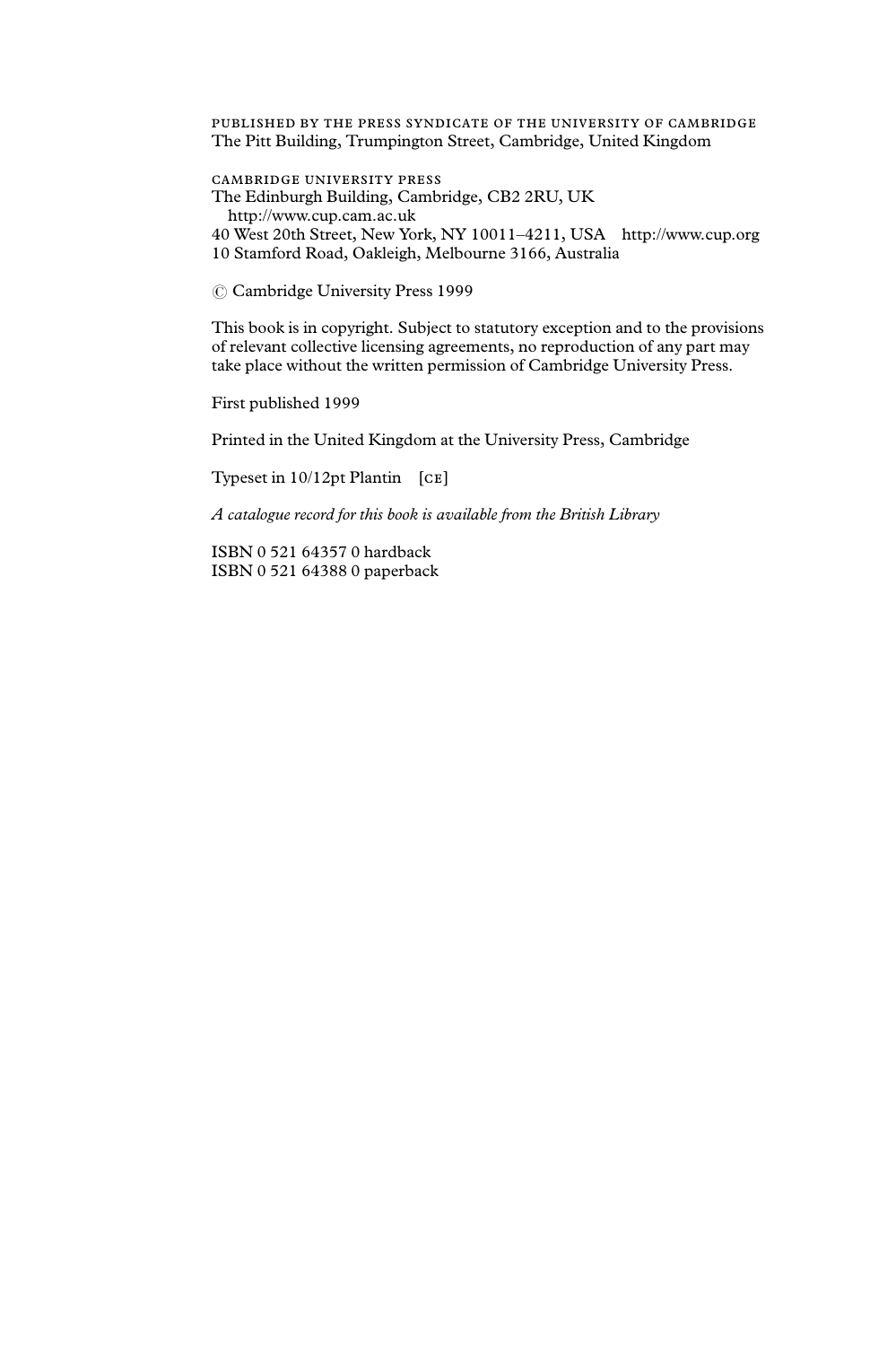PUBLISHED BY THE PRESS SYNDICATE OF THE UNIVERSITY OF CAMBRIDGE
The Pitt Building, Trumpington Street, Cambridge, United Kingdom

CAMBRIDGE UNIVERSITY PRESS
The Edinburgh Building, Cambridge, CB2 2RU, UK
http://www.cup.cam.ac.uk
40 West 20th Street, New York, NY 10011–4211, USA http://www.cup.org
10 Stamford Road, Oakleigh, Melbourne 3166, Australia

© Cambridge University Press 1999

This book is in copyright. Subject to statutory exception and to the provisions of relevant collective licensing agreements, no reproduction of any part may take place without the written permission of Cambridge University Press.

First published 1999

Printed in the United Kingdom at the University Press, Cambridge

Typeset in 10/12pt Plantin [CE]

*A catalogue record for this book is available from the British Library*

ISBN 0 521 64357 0 hardback
ISBN 0 521 64388 0 paperback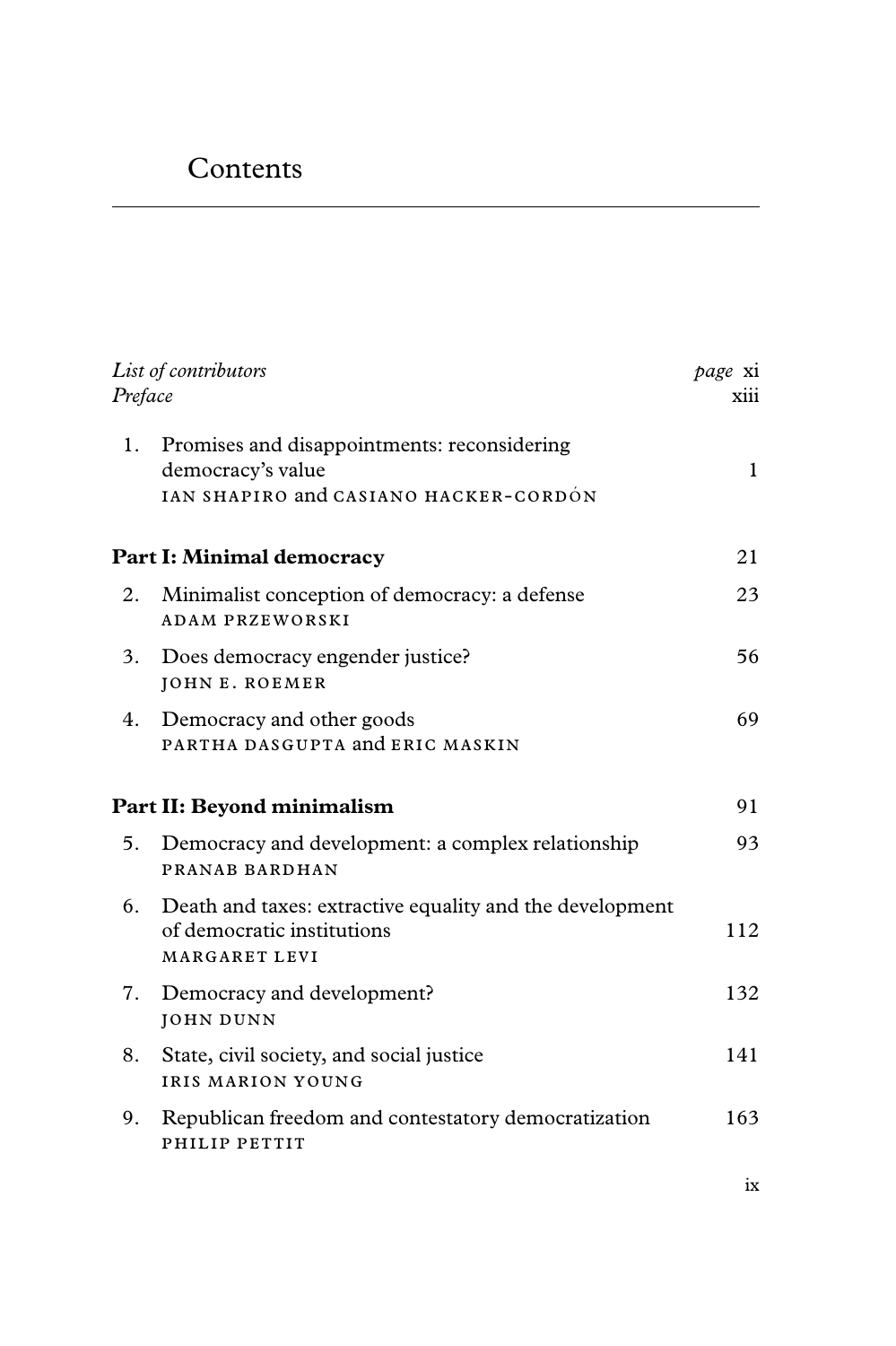# Contents

| | |
|---|---|
| *List of contributors* | *page* xi |
| *Preface* | xiii |
| 1. Promises and disappointments: reconsidering democracy's value<br>IAN SHAPIRO and CASIANO HACKER-CORDÓN | 1 |
| **Part I: Minimal democracy** | 21 |
| 2. Minimalist conception of democracy: a defense<br>ADAM PRZEWORSKI | 23 |
| 3. Does democracy engender justice?<br>JOHN E. ROEMER | 56 |
| 4. Democracy and other goods<br>PARTHA DASGUPTA and ERIC MASKIN | 69 |
| **Part II: Beyond minimalism** | 91 |
| 5. Democracy and development: a complex relationship<br>PRANAB BARDHAN | 93 |
| 6. Death and taxes: extractive equality and the development of democratic institutions<br>MARGARET LEVI | 112 |
| 7. Democracy and development?<br>JOHN DUNN | 132 |
| 8. State, civil society, and social justice<br>IRIS MARION YOUNG | 141 |
| 9. Republican freedom and contestatory democratization<br>PHILIP PETTIT | 163 |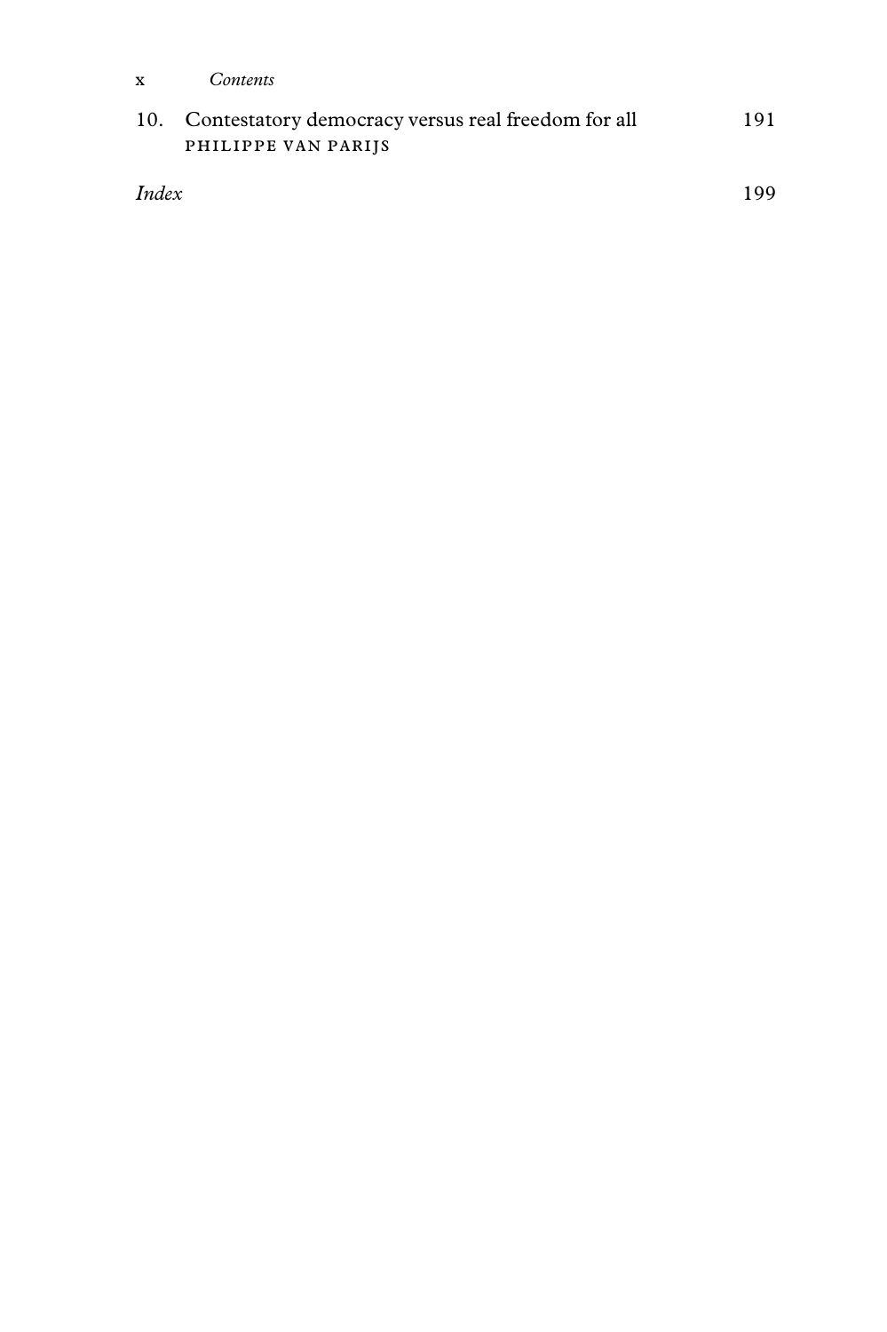10. Contestatory democracy versus real freedom for all 191
PHILIPPE VAN PARIJS

*Index* 199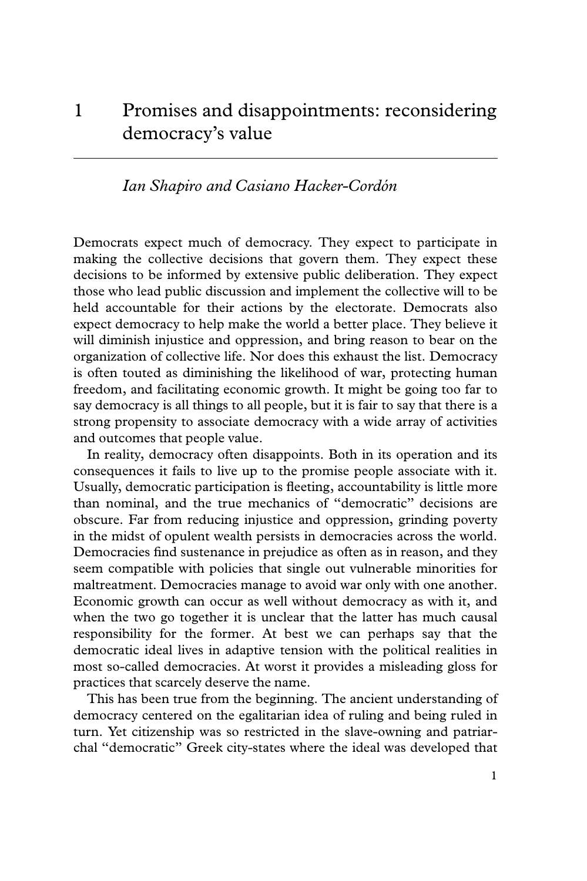# 1 Promises and disappointments: reconsidering democracy's value

*Ian Shapiro and Casiano Hacker-Cordón*

Democrats expect much of democracy. They expect to participate in making the collective decisions that govern them. They expect these decisions to be informed by extensive public deliberation. They expect those who lead public discussion and implement the collective will to be held accountable for their actions by the electorate. Democrats also expect democracy to help make the world a better place. They believe it will diminish injustice and oppression, and bring reason to bear on the organization of collective life. Nor does this exhaust the list. Democracy is often touted as diminishing the likelihood of war, protecting human freedom, and facilitating economic growth. It might be going too far to say democracy is all things to all people, but it is fair to say that there is a strong propensity to associate democracy with a wide array of activities and outcomes that people value.

In reality, democracy often disappoints. Both in its operation and its consequences it fails to live up to the promise people associate with it. Usually, democratic participation is fleeting, accountability is little more than nominal, and the true mechanics of "democratic" decisions are obscure. Far from reducing injustice and oppression, grinding poverty in the midst of opulent wealth persists in democracies across the world. Democracies find sustenance in prejudice as often as in reason, and they seem compatible with policies that single out vulnerable minorities for maltreatment. Democracies manage to avoid war only with one another. Economic growth can occur as well without democracy as with it, and when the two go together it is unclear that the latter has much causal responsibility for the former. At best we can perhaps say that the democratic ideal lives in adaptive tension with the political realities in most so-called democracies. At worst it provides a misleading gloss for practices that scarcely deserve the name.

This has been true from the beginning. The ancient understanding of democracy centered on the egalitarian idea of ruling and being ruled in turn. Yet citizenship was so restricted in the slave-owning and patriarchal "democratic" Greek city-states where the ideal was developed that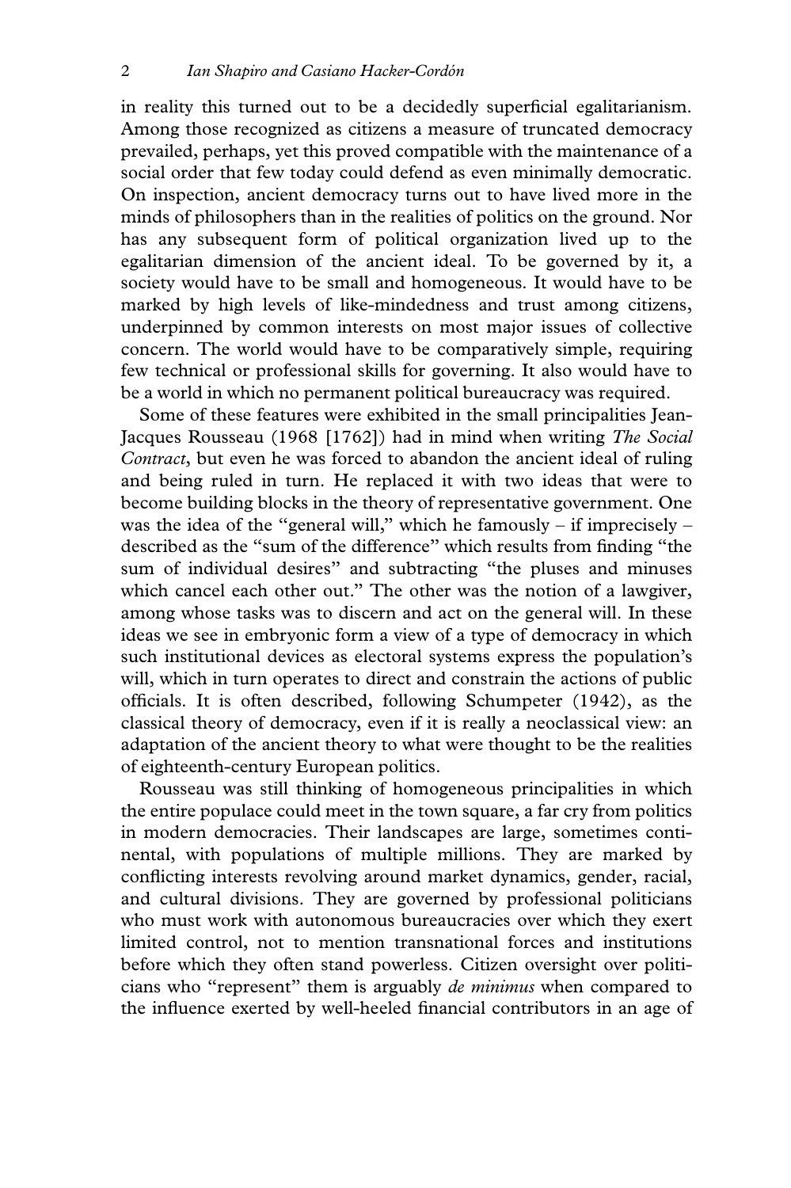in reality this turned out to be a decidedly superficial egalitarianism. Among those recognized as citizens a measure of truncated democracy prevailed, perhaps, yet this proved compatible with the maintenance of a social order that few today could defend as even minimally democratic. On inspection, ancient democracy turns out to have lived more in the minds of philosophers than in the realities of politics on the ground. Nor has any subsequent form of political organization lived up to the egalitarian dimension of the ancient ideal. To be governed by it, a society would have to be small and homogeneous. It would have to be marked by high levels of like-mindedness and trust among citizens, underpinned by common interests on most major issues of collective concern. The world would have to be comparatively simple, requiring few technical or professional skills for governing. It also would have to be a world in which no permanent political bureaucracy was required.

Some of these features were exhibited in the small principalities Jean-Jacques Rousseau (1968 [1762]) had in mind when writing *The Social Contract*, but even he was forced to abandon the ancient ideal of ruling and being ruled in turn. He replaced it with two ideas that were to become building blocks in the theory of representative government. One was the idea of the "general will," which he famously – if imprecisely – described as the "sum of the difference" which results from finding "the sum of individual desires" and subtracting "the pluses and minuses which cancel each other out." The other was the notion of a lawgiver, among whose tasks was to discern and act on the general will. In these ideas we see in embryonic form a view of a type of democracy in which such institutional devices as electoral systems express the population's will, which in turn operates to direct and constrain the actions of public officials. It is often described, following Schumpeter (1942), as the classical theory of democracy, even if it is really a neoclassical view: an adaptation of the ancient theory to what were thought to be the realities of eighteenth-century European politics.

Rousseau was still thinking of homogeneous principalities in which the entire populace could meet in the town square, a far cry from politics in modern democracies. Their landscapes are large, sometimes continental, with populations of multiple millions. They are marked by conflicting interests revolving around market dynamics, gender, racial, and cultural divisions. They are governed by professional politicians who must work with autonomous bureaucracies over which they exert limited control, not to mention transnational forces and institutions before which they often stand powerless. Citizen oversight over politicians who "represent" them is arguably *de minimus* when compared to the influence exerted by well-heeled financial contributors in an age of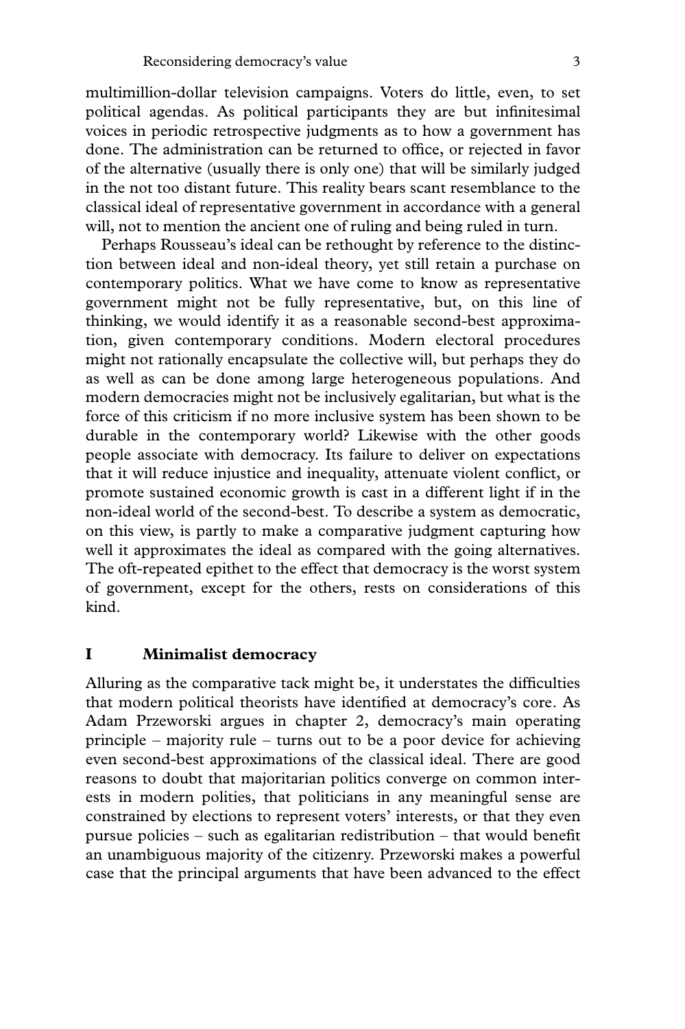multimillion-dollar television campaigns. Voters do little, even, to set political agendas. As political participants they are but infinitesimal voices in periodic retrospective judgments as to how a government has done. The administration can be returned to office, or rejected in favor of the alternative (usually there is only one) that will be similarly judged in the not too distant future. This reality bears scant resemblance to the classical ideal of representative government in accordance with a general will, not to mention the ancient one of ruling and being ruled in turn.

Perhaps Rousseau's ideal can be rethought by reference to the distinction between ideal and non-ideal theory, yet still retain a purchase on contemporary politics. What we have come to know as representative government might not be fully representative, but, on this line of thinking, we would identify it as a reasonable second-best approximation, given contemporary conditions. Modern electoral procedures might not rationally encapsulate the collective will, but perhaps they do as well as can be done among large heterogeneous populations. And modern democracies might not be inclusively egalitarian, but what is the force of this criticism if no more inclusive system has been shown to be durable in the contemporary world? Likewise with the other goods people associate with democracy. Its failure to deliver on expectations that it will reduce injustice and inequality, attenuate violent conflict, or promote sustained economic growth is cast in a different light if in the non-ideal world of the second-best. To describe a system as democratic, on this view, is partly to make a comparative judgment capturing how well it approximates the ideal as compared with the going alternatives. The oft-repeated epithet to the effect that democracy is the worst system of government, except for the others, rests on considerations of this kind.

## I Minimalist democracy

Alluring as the comparative tack might be, it understates the difficulties that modern political theorists have identified at democracy's core. As Adam Przeworski argues in chapter 2, democracy's main operating principle – majority rule – turns out to be a poor device for achieving even second-best approximations of the classical ideal. There are good reasons to doubt that majoritarian politics converge on common interests in modern polities, that politicians in any meaningful sense are constrained by elections to represent voters' interests, or that they even pursue policies – such as egalitarian redistribution – that would benefit an unambiguous majority of the citizenry. Przeworski makes a powerful case that the principal arguments that have been advanced to the effect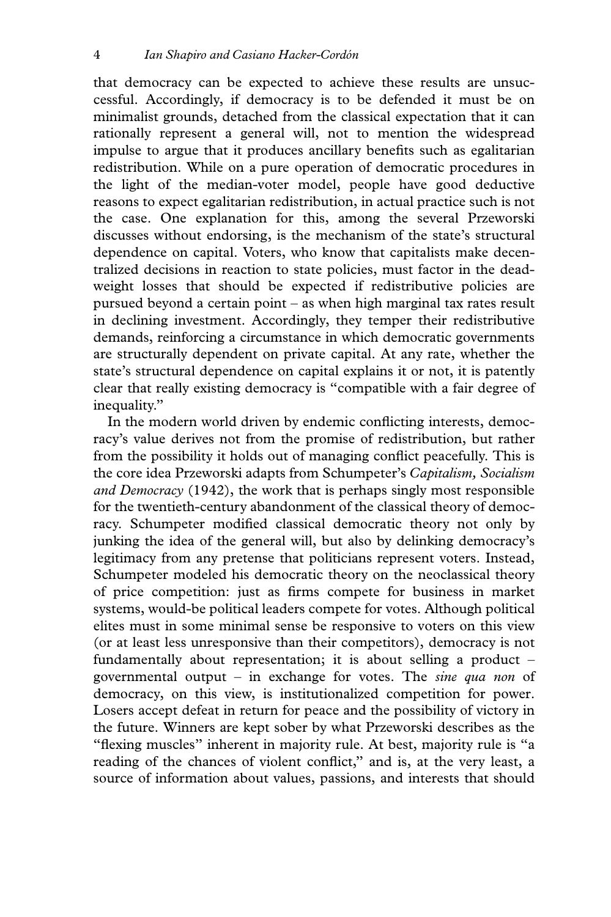that democracy can be expected to achieve these results are unsuccessful. Accordingly, if democracy is to be defended it must be on minimalist grounds, detached from the classical expectation that it can rationally represent a general will, not to mention the widespread impulse to argue that it produces ancillary benefits such as egalitarian redistribution. While on a pure operation of democratic procedures in the light of the median-voter model, people have good deductive reasons to expect egalitarian redistribution, in actual practice such is not the case. One explanation for this, among the several Przeworski discusses without endorsing, is the mechanism of the state's structural dependence on capital. Voters, who know that capitalists make decentralized decisions in reaction to state policies, must factor in the deadweight losses that should be expected if redistributive policies are pursued beyond a certain point – as when high marginal tax rates result in declining investment. Accordingly, they temper their redistributive demands, reinforcing a circumstance in which democratic governments are structurally dependent on private capital. At any rate, whether the state's structural dependence on capital explains it or not, it is patently clear that really existing democracy is "compatible with a fair degree of inequality."

In the modern world driven by endemic conflicting interests, democracy's value derives not from the promise of redistribution, but rather from the possibility it holds out of managing conflict peacefully. This is the core idea Przeworski adapts from Schumpeter's *Capitalism, Socialism and Democracy* (1942), the work that is perhaps singly most responsible for the twentieth-century abandonment of the classical theory of democracy. Schumpeter modified classical democratic theory not only by junking the idea of the general will, but also by delinking democracy's legitimacy from any pretense that politicians represent voters. Instead, Schumpeter modeled his democratic theory on the neoclassical theory of price competition: just as firms compete for business in market systems, would-be political leaders compete for votes. Although political elites must in some minimal sense be responsive to voters on this view (or at least less unresponsive than their competitors), democracy is not fundamentally about representation; it is about selling a product – governmental output – in exchange for votes. The *sine qua non* of democracy, on this view, is institutionalized competition for power. Losers accept defeat in return for peace and the possibility of victory in the future. Winners are kept sober by what Przeworski describes as the "flexing muscles" inherent in majority rule. At best, majority rule is "a reading of the chances of violent conflict," and is, at the very least, a source of information about values, passions, and interests that should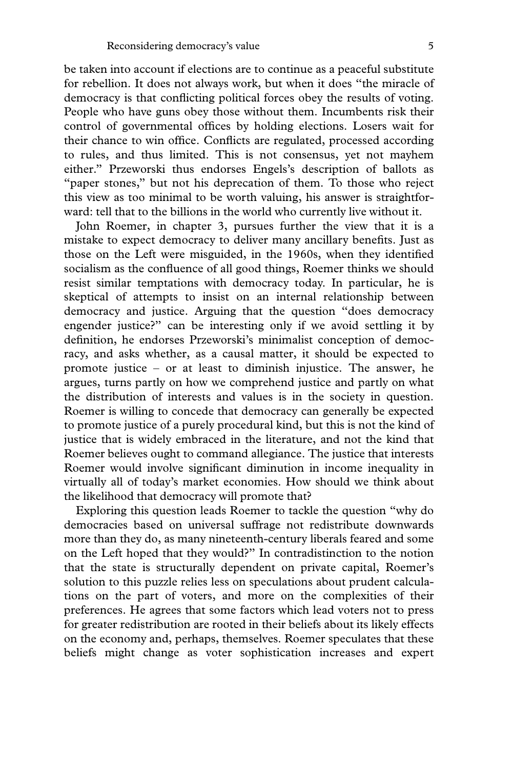be taken into account if elections are to continue as a peaceful substitute for rebellion. It does not always work, but when it does "the miracle of democracy is that conflicting political forces obey the results of voting. People who have guns obey those without them. Incumbents risk their control of governmental offices by holding elections. Losers wait for their chance to win office. Conflicts are regulated, processed according to rules, and thus limited. This is not consensus, yet not mayhem either." Przeworski thus endorses Engels's description of ballots as "paper stones," but not his deprecation of them. To those who reject this view as too minimal to be worth valuing, his answer is straightforward: tell that to the billions in the world who currently live without it.

John Roemer, in chapter 3, pursues further the view that it is a mistake to expect democracy to deliver many ancillary benefits. Just as those on the Left were misguided, in the 1960s, when they identified socialism as the confluence of all good things, Roemer thinks we should resist similar temptations with democracy today. In particular, he is skeptical of attempts to insist on an internal relationship between democracy and justice. Arguing that the question "does democracy engender justice?" can be interesting only if we avoid settling it by definition, he endorses Przeworski's minimalist conception of democracy, and asks whether, as a causal matter, it should be expected to promote justice – or at least to diminish injustice. The answer, he argues, turns partly on how we comprehend justice and partly on what the distribution of interests and values is in the society in question. Roemer is willing to concede that democracy can generally be expected to promote justice of a purely procedural kind, but this is not the kind of justice that is widely embraced in the literature, and not the kind that Roemer believes ought to command allegiance. The justice that interests Roemer would involve significant diminution in income inequality in virtually all of today's market economies. How should we think about the likelihood that democracy will promote that?

Exploring this question leads Roemer to tackle the question "why do democracies based on universal suffrage not redistribute downwards more than they do, as many nineteenth-century liberals feared and some on the Left hoped that they would?" In contradistinction to the notion that the state is structurally dependent on private capital, Roemer's solution to this puzzle relies less on speculations about prudent calculations on the part of voters, and more on the complexities of their preferences. He agrees that some factors which lead voters not to press for greater redistribution are rooted in their beliefs about its likely effects on the economy and, perhaps, themselves. Roemer speculates that these beliefs might change as voter sophistication increases and expert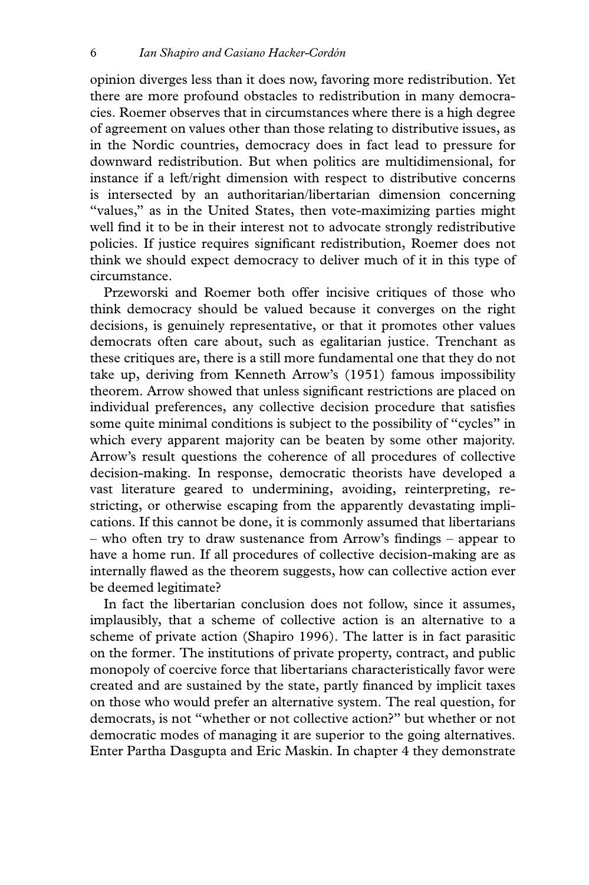opinion diverges less than it does now, favoring more redistribution. Yet there are more profound obstacles to redistribution in many democracies. Roemer observes that in circumstances where there is a high degree of agreement on values other than those relating to distributive issues, as in the Nordic countries, democracy does in fact lead to pressure for downward redistribution. But when politics are multidimensional, for instance if a left/right dimension with respect to distributive concerns is intersected by an authoritarian/libertarian dimension concerning "values," as in the United States, then vote-maximizing parties might well find it to be in their interest not to advocate strongly redistributive policies. If justice requires significant redistribution, Roemer does not think we should expect democracy to deliver much of it in this type of circumstance.

Przeworski and Roemer both offer incisive critiques of those who think democracy should be valued because it converges on the right decisions, is genuinely representative, or that it promotes other values democrats often care about, such as egalitarian justice. Trenchant as these critiques are, there is a still more fundamental one that they do not take up, deriving from Kenneth Arrow's (1951) famous impossibility theorem. Arrow showed that unless significant restrictions are placed on individual preferences, any collective decision procedure that satisfies some quite minimal conditions is subject to the possibility of "cycles" in which every apparent majority can be beaten by some other majority. Arrow's result questions the coherence of all procedures of collective decision-making. In response, democratic theorists have developed a vast literature geared to undermining, avoiding, reinterpreting, restricting, or otherwise escaping from the apparently devastating implications. If this cannot be done, it is commonly assumed that libertarians – who often try to draw sustenance from Arrow's findings – appear to have a home run. If all procedures of collective decision-making are as internally flawed as the theorem suggests, how can collective action ever be deemed legitimate?

In fact the libertarian conclusion does not follow, since it assumes, implausibly, that a scheme of collective action is an alternative to a scheme of private action (Shapiro 1996). The latter is in fact parasitic on the former. The institutions of private property, contract, and public monopoly of coercive force that libertarians characteristically favor were created and are sustained by the state, partly financed by implicit taxes on those who would prefer an alternative system. The real question, for democrats, is not "whether or not collective action?" but whether or not democratic modes of managing it are superior to the going alternatives. Enter Partha Dasgupta and Eric Maskin. In chapter 4 they demonstrate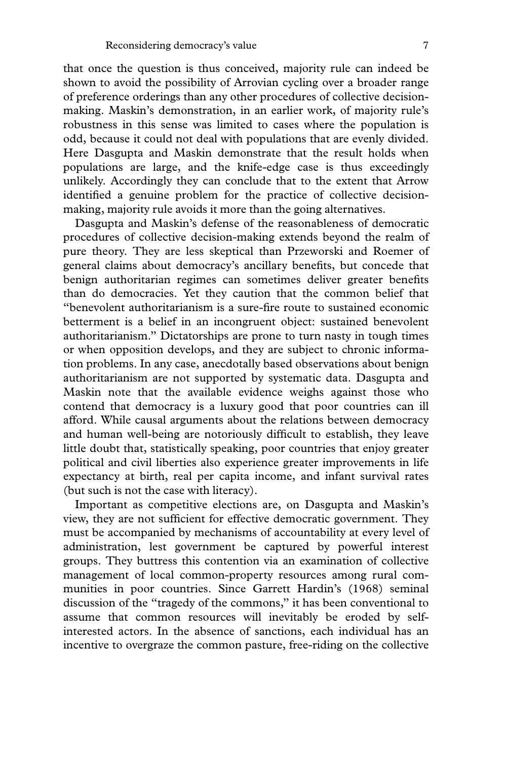that once the question is thus conceived, majority rule can indeed be shown to avoid the possibility of Arrovian cycling over a broader range of preference orderings than any other procedures of collective decision-making. Maskin's demonstration, in an earlier work, of majority rule's robustness in this sense was limited to cases where the population is odd, because it could not deal with populations that are evenly divided. Here Dasgupta and Maskin demonstrate that the result holds when populations are large, and the knife-edge case is thus exceedingly unlikely. Accordingly they can conclude that to the extent that Arrow identified a genuine problem for the practice of collective decision-making, majority rule avoids it more than the going alternatives.

Dasgupta and Maskin's defense of the reasonableness of democratic procedures of collective decision-making extends beyond the realm of pure theory. They are less skeptical than Przeworski and Roemer of general claims about democracy's ancillary benefits, but concede that benign authoritarian regimes can sometimes deliver greater benefits than do democracies. Yet they caution that the common belief that "benevolent authoritarianism is a sure-fire route to sustained economic betterment is a belief in an incongruent object: sustained benevolent authoritarianism." Dictatorships are prone to turn nasty in tough times or when opposition develops, and they are subject to chronic information problems. In any case, anecdotally based observations about benign authoritarianism are not supported by systematic data. Dasgupta and Maskin note that the available evidence weighs against those who contend that democracy is a luxury good that poor countries can ill afford. While causal arguments about the relations between democracy and human well-being are notoriously difficult to establish, they leave little doubt that, statistically speaking, poor countries that enjoy greater political and civil liberties also experience greater improvements in life expectancy at birth, real per capita income, and infant survival rates (but such is not the case with literacy).

Important as competitive elections are, on Dasgupta and Maskin's view, they are not sufficient for effective democratic government. They must be accompanied by mechanisms of accountability at every level of administration, lest government be captured by powerful interest groups. They buttress this contention via an examination of collective management of local common-property resources among rural communities in poor countries. Since Garrett Hardin's (1968) seminal discussion of the "tragedy of the commons," it has been conventional to assume that common resources will inevitably be eroded by self-interested actors. In the absence of sanctions, each individual has an incentive to overgraze the common pasture, free-riding on the collective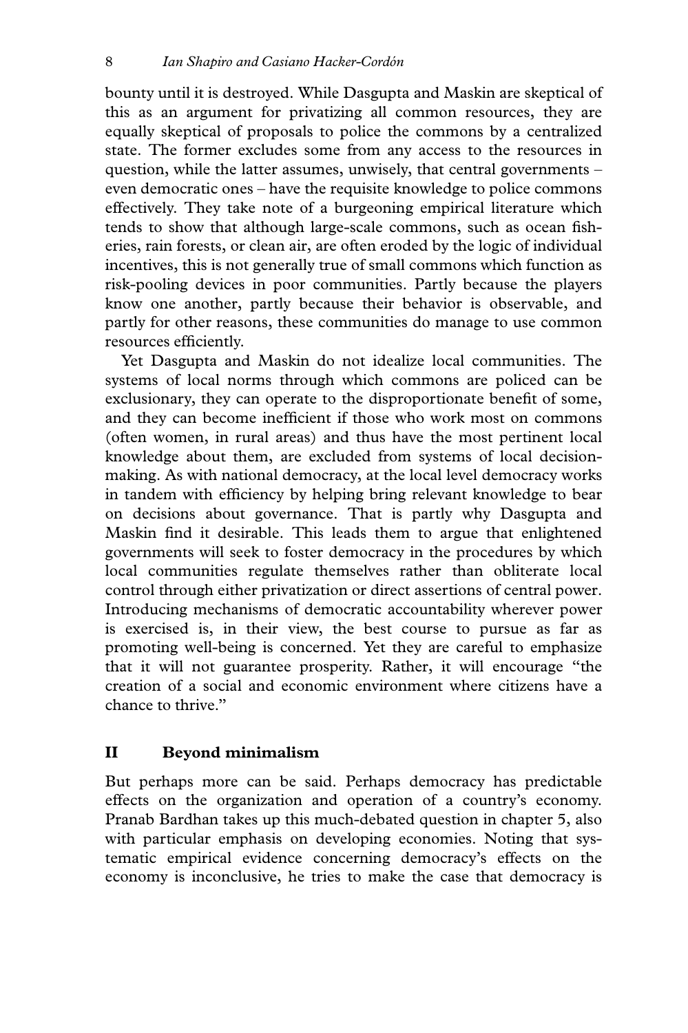bounty until it is destroyed. While Dasgupta and Maskin are skeptical of this as an argument for privatizing all common resources, they are equally skeptical of proposals to police the commons by a centralized state. The former excludes some from any access to the resources in question, while the latter assumes, unwisely, that central governments – even democratic ones – have the requisite knowledge to police commons effectively. They take note of a burgeoning empirical literature which tends to show that although large-scale commons, such as ocean fisheries, rain forests, or clean air, are often eroded by the logic of individual incentives, this is not generally true of small commons which function as risk-pooling devices in poor communities. Partly because the players know one another, partly because their behavior is observable, and partly for other reasons, these communities do manage to use common resources efficiently.

Yet Dasgupta and Maskin do not idealize local communities. The systems of local norms through which commons are policed can be exclusionary, they can operate to the disproportionate benefit of some, and they can become inefficient if those who work most on commons (often women, in rural areas) and thus have the most pertinent local knowledge about them, are excluded from systems of local decision-making. As with national democracy, at the local level democracy works in tandem with efficiency by helping bring relevant knowledge to bear on decisions about governance. That is partly why Dasgupta and Maskin find it desirable. This leads them to argue that enlightened governments will seek to foster democracy in the procedures by which local communities regulate themselves rather than obliterate local control through either privatization or direct assertions of central power. Introducing mechanisms of democratic accountability wherever power is exercised is, in their view, the best course to pursue as far as promoting well-being is concerned. Yet they are careful to emphasize that it will not guarantee prosperity. Rather, it will encourage "the creation of a social and economic environment where citizens have a chance to thrive."

## II Beyond minimalism

But perhaps more can be said. Perhaps democracy has predictable effects on the organization and operation of a country's economy. Pranab Bardhan takes up this much-debated question in chapter 5, also with particular emphasis on developing economies. Noting that systematic empirical evidence concerning democracy's effects on the economy is inconclusive, he tries to make the case that democracy is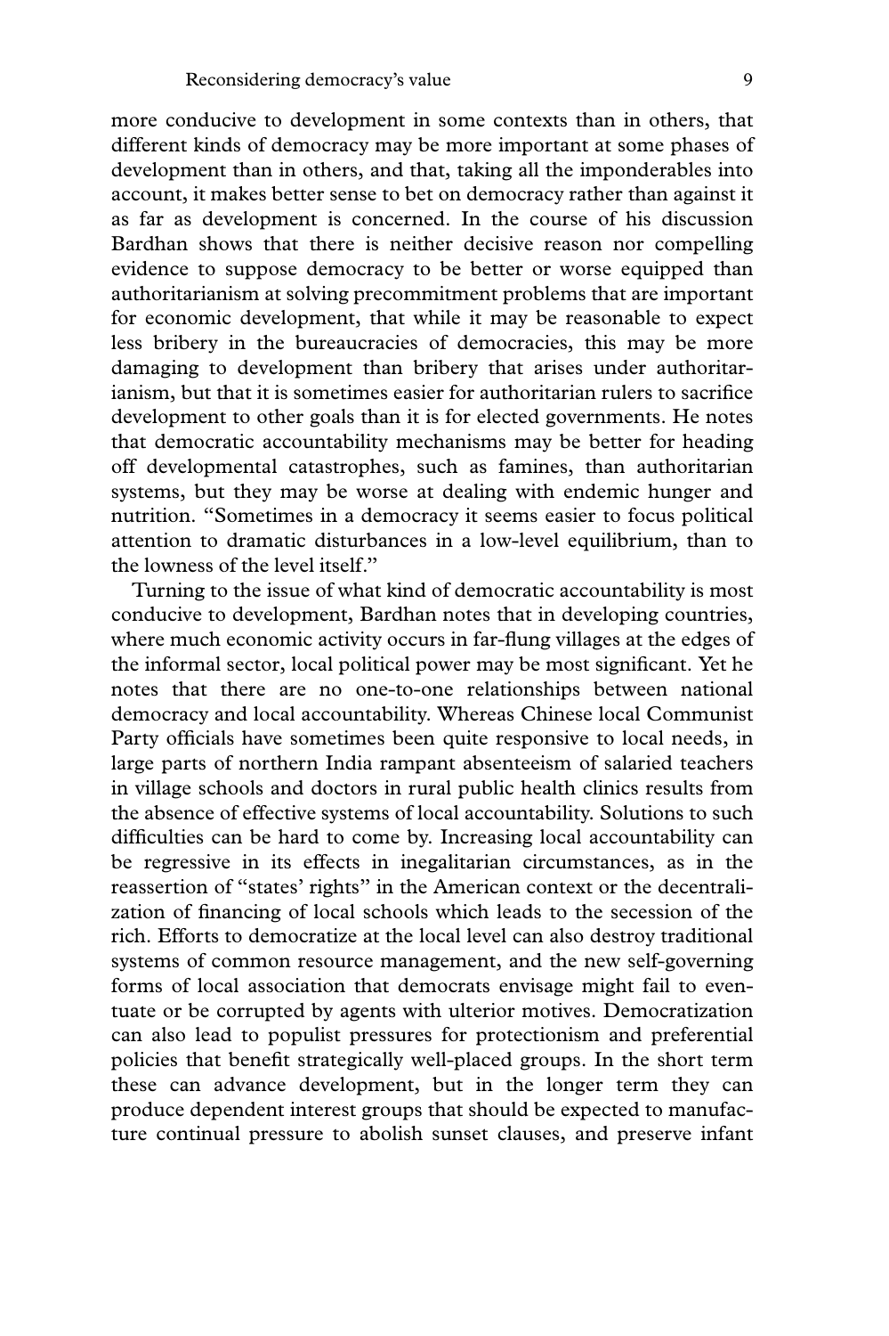more conducive to development in some contexts than in others, that different kinds of democracy may be more important at some phases of development than in others, and that, taking all the imponderables into account, it makes better sense to bet on democracy rather than against it as far as development is concerned. In the course of his discussion Bardhan shows that there is neither decisive reason nor compelling evidence to suppose democracy to be better or worse equipped than authoritarianism at solving precommitment problems that are important for economic development, that while it may be reasonable to expect less bribery in the bureaucracies of democracies, this may be more damaging to development than bribery that arises under authoritarianism, but that it is sometimes easier for authoritarian rulers to sacrifice development to other goals than it is for elected governments. He notes that democratic accountability mechanisms may be better for heading off developmental catastrophes, such as famines, than authoritarian systems, but they may be worse at dealing with endemic hunger and nutrition. "Sometimes in a democracy it seems easier to focus political attention to dramatic disturbances in a low-level equilibrium, than to the lowness of the level itself."

Turning to the issue of what kind of democratic accountability is most conducive to development, Bardhan notes that in developing countries, where much economic activity occurs in far-flung villages at the edges of the informal sector, local political power may be most significant. Yet he notes that there are no one-to-one relationships between national democracy and local accountability. Whereas Chinese local Communist Party officials have sometimes been quite responsive to local needs, in large parts of northern India rampant absenteeism of salaried teachers in village schools and doctors in rural public health clinics results from the absence of effective systems of local accountability. Solutions to such difficulties can be hard to come by. Increasing local accountability can be regressive in its effects in inegalitarian circumstances, as in the reassertion of "states' rights" in the American context or the decentralization of financing of local schools which leads to the secession of the rich. Efforts to democratize at the local level can also destroy traditional systems of common resource management, and the new self-governing forms of local association that democrats envisage might fail to eventuate or be corrupted by agents with ulterior motives. Democratization can also lead to populist pressures for protectionism and preferential policies that benefit strategically well-placed groups. In the short term these can advance development, but in the longer term they can produce dependent interest groups that should be expected to manufacture continual pressure to abolish sunset clauses, and preserve infant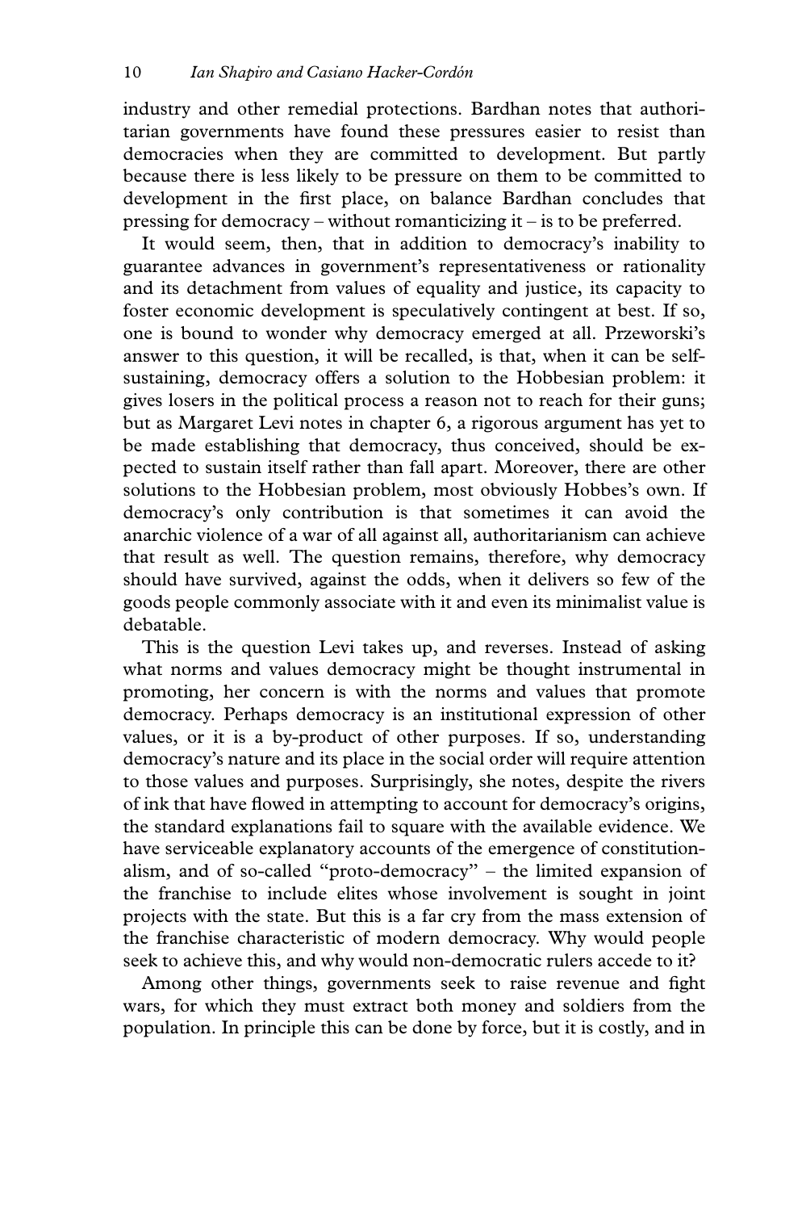industry and other remedial protections. Bardhan notes that authoritarian governments have found these pressures easier to resist than democracies when they are committed to development. But partly because there is less likely to be pressure on them to be committed to development in the first place, on balance Bardhan concludes that pressing for democracy – without romanticizing it – is to be preferred.

It would seem, then, that in addition to democracy's inability to guarantee advances in government's representativeness or rationality and its detachment from values of equality and justice, its capacity to foster economic development is speculatively contingent at best. If so, one is bound to wonder why democracy emerged at all. Przeworski's answer to this question, it will be recalled, is that, when it can be self-sustaining, democracy offers a solution to the Hobbesian problem: it gives losers in the political process a reason not to reach for their guns; but as Margaret Levi notes in chapter 6, a rigorous argument has yet to be made establishing that democracy, thus conceived, should be expected to sustain itself rather than fall apart. Moreover, there are other solutions to the Hobbesian problem, most obviously Hobbes's own. If democracy's only contribution is that sometimes it can avoid the anarchic violence of a war of all against all, authoritarianism can achieve that result as well. The question remains, therefore, why democracy should have survived, against the odds, when it delivers so few of the goods people commonly associate with it and even its minimalist value is debatable.

This is the question Levi takes up, and reverses. Instead of asking what norms and values democracy might be thought instrumental in promoting, her concern is with the norms and values that promote democracy. Perhaps democracy is an institutional expression of other values, or it is a by-product of other purposes. If so, understanding democracy's nature and its place in the social order will require attention to those values and purposes. Surprisingly, she notes, despite the rivers of ink that have flowed in attempting to account for democracy's origins, the standard explanations fail to square with the available evidence. We have serviceable explanatory accounts of the emergence of constitutionalism, and of so-called "proto-democracy" – the limited expansion of the franchise to include elites whose involvement is sought in joint projects with the state. But this is a far cry from the mass extension of the franchise characteristic of modern democracy. Why would people seek to achieve this, and why would non-democratic rulers accede to it?

Among other things, governments seek to raise revenue and fight wars, for which they must extract both money and soldiers from the population. In principle this can be done by force, but it is costly, and in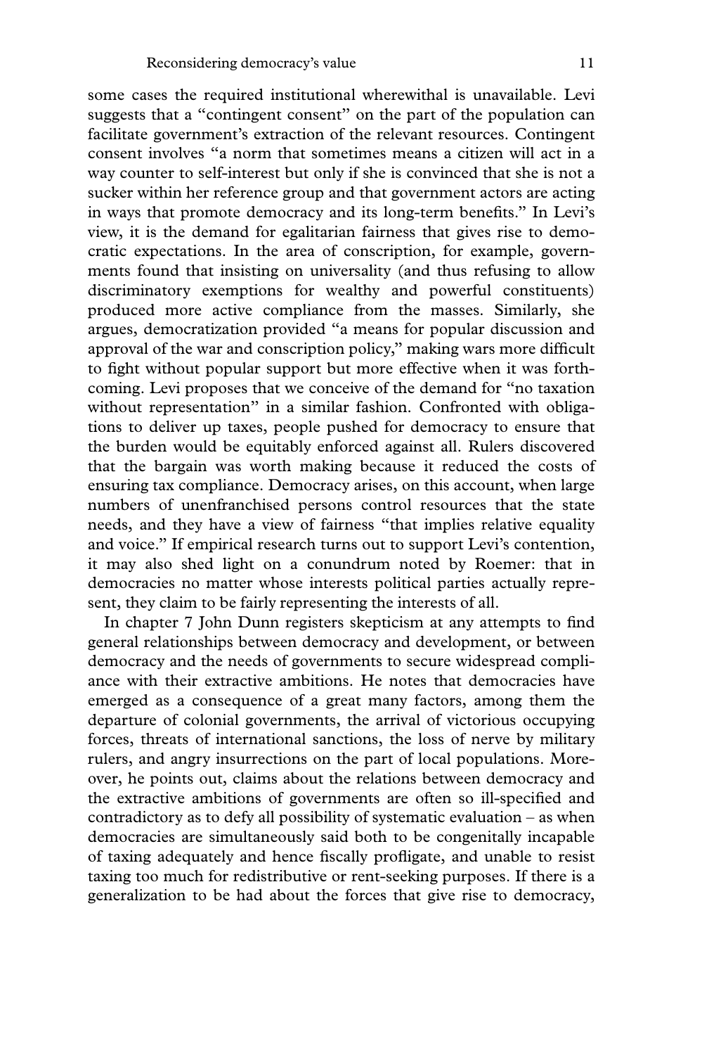some cases the required institutional wherewithal is unavailable. Levi suggests that a "contingent consent" on the part of the population can facilitate government's extraction of the relevant resources. Contingent consent involves "a norm that sometimes means a citizen will act in a way counter to self-interest but only if she is convinced that she is not a sucker within her reference group and that government actors are acting in ways that promote democracy and its long-term benefits." In Levi's view, it is the demand for egalitarian fairness that gives rise to democratic expectations. In the area of conscription, for example, governments found that insisting on universality (and thus refusing to allow discriminatory exemptions for wealthy and powerful constituents) produced more active compliance from the masses. Similarly, she argues, democratization provided "a means for popular discussion and approval of the war and conscription policy," making wars more difficult to fight without popular support but more effective when it was forthcoming. Levi proposes that we conceive of the demand for "no taxation without representation" in a similar fashion. Confronted with obligations to deliver up taxes, people pushed for democracy to ensure that the burden would be equitably enforced against all. Rulers discovered that the bargain was worth making because it reduced the costs of ensuring tax compliance. Democracy arises, on this account, when large numbers of unenfranchised persons control resources that the state needs, and they have a view of fairness "that implies relative equality and voice." If empirical research turns out to support Levi's contention, it may also shed light on a conundrum noted by Roemer: that in democracies no matter whose interests political parties actually represent, they claim to be fairly representing the interests of all.

In chapter 7 John Dunn registers skepticism at any attempts to find general relationships between democracy and development, or between democracy and the needs of governments to secure widespread compliance with their extractive ambitions. He notes that democracies have emerged as a consequence of a great many factors, among them the departure of colonial governments, the arrival of victorious occupying forces, threats of international sanctions, the loss of nerve by military rulers, and angry insurrections on the part of local populations. Moreover, he points out, claims about the relations between democracy and the extractive ambitions of governments are often so ill-specified and contradictory as to defy all possibility of systematic evaluation – as when democracies are simultaneously said both to be congenitally incapable of taxing adequately and hence fiscally profligate, and unable to resist taxing too much for redistributive or rent-seeking purposes. If there is a generalization to be had about the forces that give rise to democracy,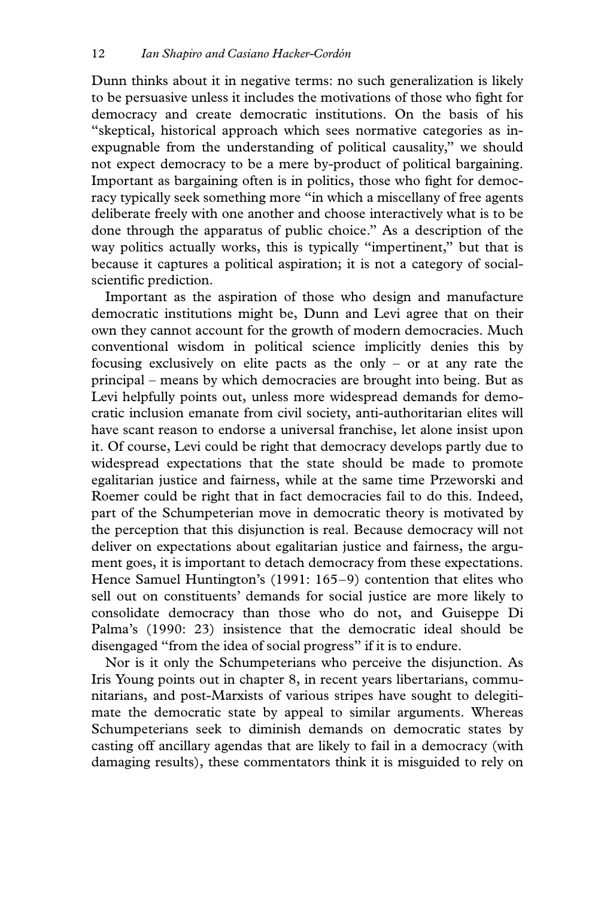Dunn thinks about it in negative terms: no such generalization is likely to be persuasive unless it includes the motivations of those who fight for democracy and create democratic institutions. On the basis of his "skeptical, historical approach which sees normative categories as inexpugnable from the understanding of political causality," we should not expect democracy to be a mere by-product of political bargaining. Important as bargaining often is in politics, those who fight for democracy typically seek something more "in which a miscellany of free agents deliberate freely with one another and choose interactively what is to be done through the apparatus of public choice." As a description of the way politics actually works, this is typically "impertinent," but that is because it captures a political aspiration; it is not a category of social-scientific prediction.

Important as the aspiration of those who design and manufacture democratic institutions might be, Dunn and Levi agree that on their own they cannot account for the growth of modern democracies. Much conventional wisdom in political science implicitly denies this by focusing exclusively on elite pacts as the only – or at any rate the principal – means by which democracies are brought into being. But as Levi helpfully points out, unless more widespread demands for democratic inclusion emanate from civil society, anti-authoritarian elites will have scant reason to endorse a universal franchise, let alone insist upon it. Of course, Levi could be right that democracy develops partly due to widespread expectations that the state should be made to promote egalitarian justice and fairness, while at the same time Przeworski and Roemer could be right that in fact democracies fail to do this. Indeed, part of the Schumpeterian move in democratic theory is motivated by the perception that this disjunction is real. Because democracy will not deliver on expectations about egalitarian justice and fairness, the argument goes, it is important to detach democracy from these expectations. Hence Samuel Huntington's (1991: 165–9) contention that elites who sell out on constituents' demands for social justice are more likely to consolidate democracy than those who do not, and Guiseppe Di Palma's (1990: 23) insistence that the democratic ideal should be disengaged "from the idea of social progress" if it is to endure.

Nor is it only the Schumpeterians who perceive the disjunction. As Iris Young points out in chapter 8, in recent years libertarians, communitarians, and post-Marxists of various stripes have sought to delegitimate the democratic state by appeal to similar arguments. Whereas Schumpeterians seek to diminish demands on democratic states by casting off ancillary agendas that are likely to fail in a democracy (with damaging results), these commentators think it is misguided to rely on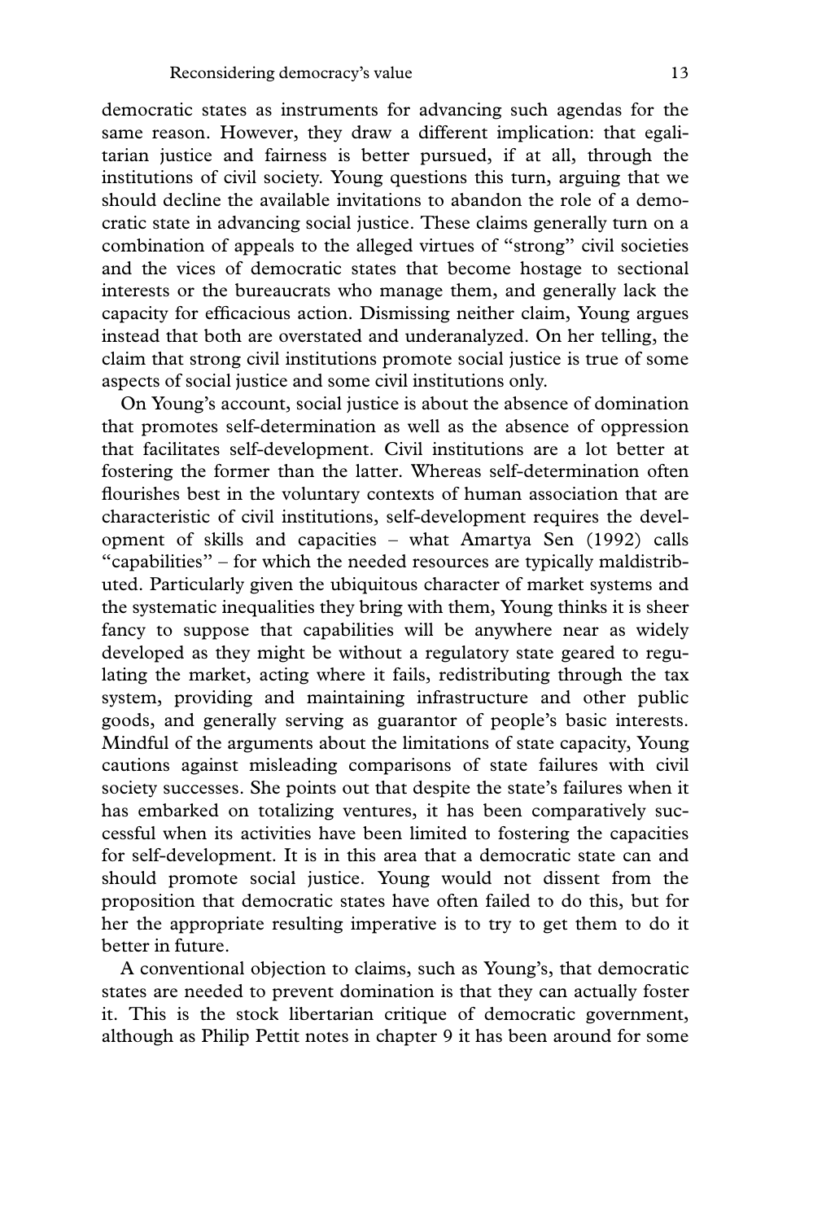democratic states as instruments for advancing such agendas for the same reason. However, they draw a different implication: that egalitarian justice and fairness is better pursued, if at all, through the institutions of civil society. Young questions this turn, arguing that we should decline the available invitations to abandon the role of a democratic state in advancing social justice. These claims generally turn on a combination of appeals to the alleged virtues of "strong" civil societies and the vices of democratic states that become hostage to sectional interests or the bureaucrats who manage them, and generally lack the capacity for efficacious action. Dismissing neither claim, Young argues instead that both are overstated and underanalyzed. On her telling, the claim that strong civil institutions promote social justice is true of some aspects of social justice and some civil institutions only.

On Young's account, social justice is about the absence of domination that promotes self-determination as well as the absence of oppression that facilitates self-development. Civil institutions are a lot better at fostering the former than the latter. Whereas self-determination often flourishes best in the voluntary contexts of human association that are characteristic of civil institutions, self-development requires the development of skills and capacities – what Amartya Sen (1992) calls "capabilities" – for which the needed resources are typically maldistributed. Particularly given the ubiquitous character of market systems and the systematic inequalities they bring with them, Young thinks it is sheer fancy to suppose that capabilities will be anywhere near as widely developed as they might be without a regulatory state geared to regulating the market, acting where it fails, redistributing through the tax system, providing and maintaining infrastructure and other public goods, and generally serving as guarantor of people's basic interests. Mindful of the arguments about the limitations of state capacity, Young cautions against misleading comparisons of state failures with civil society successes. She points out that despite the state's failures when it has embarked on totalizing ventures, it has been comparatively successful when its activities have been limited to fostering the capacities for self-development. It is in this area that a democratic state can and should promote social justice. Young would not dissent from the proposition that democratic states have often failed to do this, but for her the appropriate resulting imperative is to try to get them to do it better in future.

A conventional objection to claims, such as Young's, that democratic states are needed to prevent domination is that they can actually foster it. This is the stock libertarian critique of democratic government, although as Philip Pettit notes in chapter 9 it has been around for some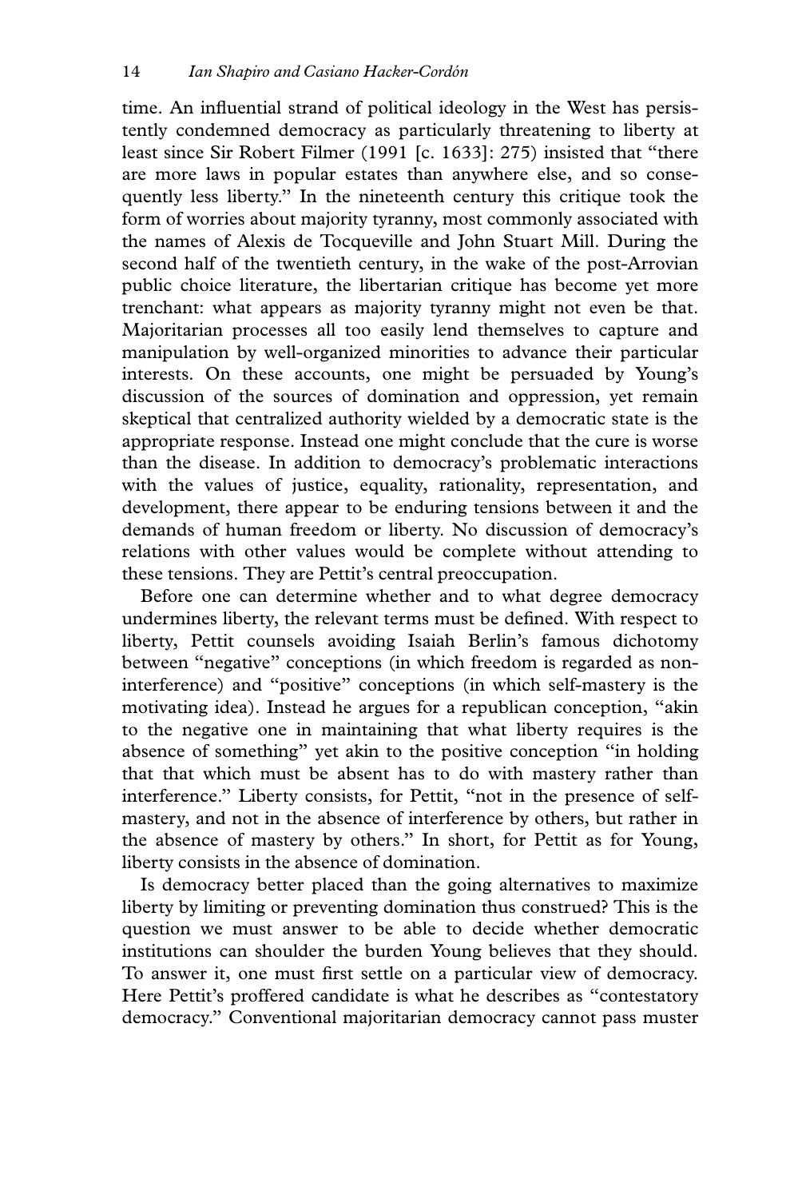time. An influential strand of political ideology in the West has persistently condemned democracy as particularly threatening to liberty at least since Sir Robert Filmer (1991 [c. 1633]: 275) insisted that "there are more laws in popular estates than anywhere else, and so consequently less liberty." In the nineteenth century this critique took the form of worries about majority tyranny, most commonly associated with the names of Alexis de Tocqueville and John Stuart Mill. During the second half of the twentieth century, in the wake of the post-Arrovian public choice literature, the libertarian critique has become yet more trenchant: what appears as majority tyranny might not even be that. Majoritarian processes all too easily lend themselves to capture and manipulation by well-organized minorities to advance their particular interests. On these accounts, one might be persuaded by Young's discussion of the sources of domination and oppression, yet remain skeptical that centralized authority wielded by a democratic state is the appropriate response. Instead one might conclude that the cure is worse than the disease. In addition to democracy's problematic interactions with the values of justice, equality, rationality, representation, and development, there appear to be enduring tensions between it and the demands of human freedom or liberty. No discussion of democracy's relations with other values would be complete without attending to these tensions. They are Pettit's central preoccupation.

Before one can determine whether and to what degree democracy undermines liberty, the relevant terms must be defined. With respect to liberty, Pettit counsels avoiding Isaiah Berlin's famous dichotomy between "negative" conceptions (in which freedom is regarded as non-interference) and "positive" conceptions (in which self-mastery is the motivating idea). Instead he argues for a republican conception, "akin to the negative one in maintaining that what liberty requires is the absence of something" yet akin to the positive conception "in holding that that which must be absent has to do with mastery rather than interference." Liberty consists, for Pettit, "not in the presence of self-mastery, and not in the absence of interference by others, but rather in the absence of mastery by others." In short, for Pettit as for Young, liberty consists in the absence of domination.

Is democracy better placed than the going alternatives to maximize liberty by limiting or preventing domination thus construed? This is the question we must answer to be able to decide whether democratic institutions can shoulder the burden Young believes that they should. To answer it, one must first settle on a particular view of democracy. Here Pettit's proffered candidate is what he describes as "contestatory democracy." Conventional majoritarian democracy cannot pass muster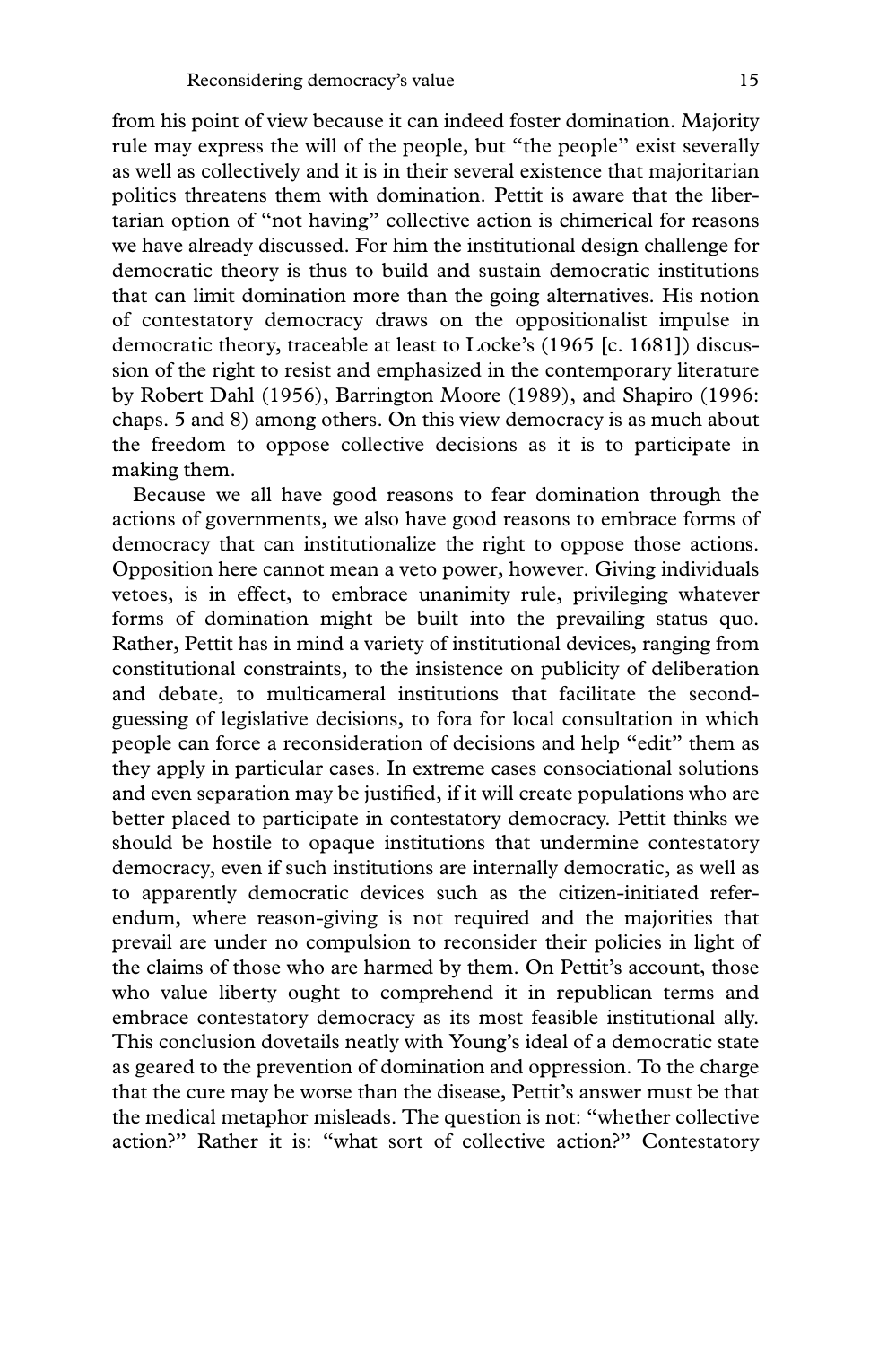from his point of view because it can indeed foster domination. Majority rule may express the will of the people, but "the people" exist severally as well as collectively and it is in their several existence that majoritarian politics threatens them with domination. Pettit is aware that the libertarian option of "not having" collective action is chimerical for reasons we have already discussed. For him the institutional design challenge for democratic theory is thus to build and sustain democratic institutions that can limit domination more than the going alternatives. His notion of contestatory democracy draws on the oppositionalist impulse in democratic theory, traceable at least to Locke's (1965 [c. 1681]) discussion of the right to resist and emphasized in the contemporary literature by Robert Dahl (1956), Barrington Moore (1989), and Shapiro (1996: chaps. 5 and 8) among others. On this view democracy is as much about the freedom to oppose collective decisions as it is to participate in making them.

Because we all have good reasons to fear domination through the actions of governments, we also have good reasons to embrace forms of democracy that can institutionalize the right to oppose those actions. Opposition here cannot mean a veto power, however. Giving individuals vetoes, is in effect, to embrace unanimity rule, privileging whatever forms of domination might be built into the prevailing status quo. Rather, Pettit has in mind a variety of institutional devices, ranging from constitutional constraints, to the insistence on publicity of deliberation and debate, to multicameral institutions that facilitate the second-guessing of legislative decisions, to fora for local consultation in which people can force a reconsideration of decisions and help "edit" them as they apply in particular cases. In extreme cases consociational solutions and even separation may be justified, if it will create populations who are better placed to participate in contestatory democracy. Pettit thinks we should be hostile to opaque institutions that undermine contestatory democracy, even if such institutions are internally democratic, as well as to apparently democratic devices such as the citizen-initiated referendum, where reason-giving is not required and the majorities that prevail are under no compulsion to reconsider their policies in light of the claims of those who are harmed by them. On Pettit's account, those who value liberty ought to comprehend it in republican terms and embrace contestatory democracy as its most feasible institutional ally. This conclusion dovetails neatly with Young's ideal of a democratic state as geared to the prevention of domination and oppression. To the charge that the cure may be worse than the disease, Pettit's answer must be that the medical metaphor misleads. The question is not: "whether collective action?" Rather it is: "what sort of collective action?" Contestatory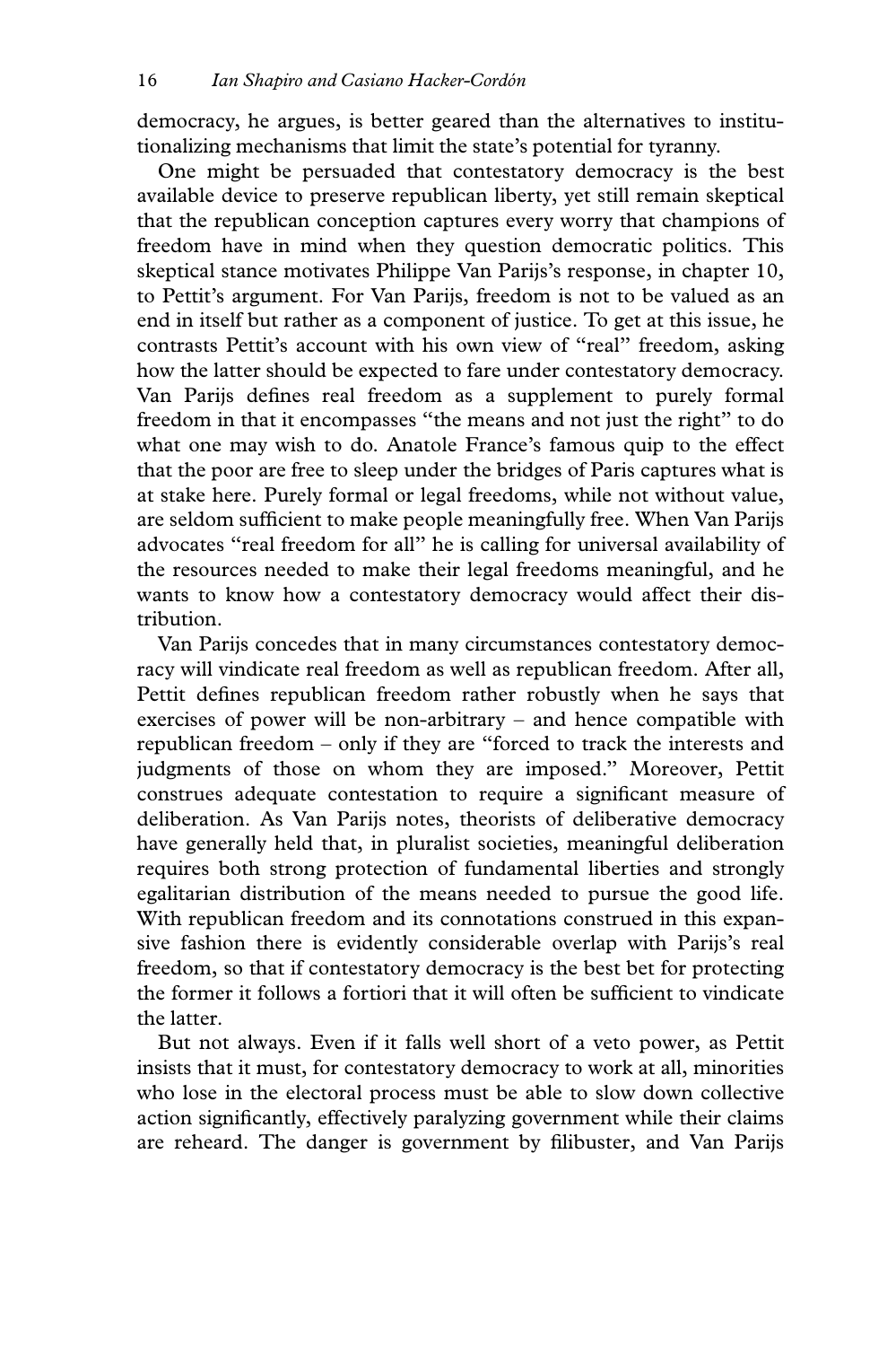democracy, he argues, is better geared than the alternatives to institutionalizing mechanisms that limit the state's potential for tyranny.

One might be persuaded that contestatory democracy is the best available device to preserve republican liberty, yet still remain skeptical that the republican conception captures every worry that champions of freedom have in mind when they question democratic politics. This skeptical stance motivates Philippe Van Parijs's response, in chapter 10, to Pettit's argument. For Van Parijs, freedom is not to be valued as an end in itself but rather as a component of justice. To get at this issue, he contrasts Pettit's account with his own view of "real" freedom, asking how the latter should be expected to fare under contestatory democracy. Van Parijs defines real freedom as a supplement to purely formal freedom in that it encompasses "the means and not just the right" to do what one may wish to do. Anatole France's famous quip to the effect that the poor are free to sleep under the bridges of Paris captures what is at stake here. Purely formal or legal freedoms, while not without value, are seldom sufficient to make people meaningfully free. When Van Parijs advocates "real freedom for all" he is calling for universal availability of the resources needed to make their legal freedoms meaningful, and he wants to know how a contestatory democracy would affect their distribution.

Van Parijs concedes that in many circumstances contestatory democracy will vindicate real freedom as well as republican freedom. After all, Pettit defines republican freedom rather robustly when he says that exercises of power will be non-arbitrary – and hence compatible with republican freedom – only if they are "forced to track the interests and judgments of those on whom they are imposed." Moreover, Pettit construes adequate contestation to require a significant measure of deliberation. As Van Parijs notes, theorists of deliberative democracy have generally held that, in pluralist societies, meaningful deliberation requires both strong protection of fundamental liberties and strongly egalitarian distribution of the means needed to pursue the good life. With republican freedom and its connotations construed in this expansive fashion there is evidently considerable overlap with Parijs's real freedom, so that if contestatory democracy is the best bet for protecting the former it follows a fortiori that it will often be sufficient to vindicate the latter.

But not always. Even if it falls well short of a veto power, as Pettit insists that it must, for contestatory democracy to work at all, minorities who lose in the electoral process must be able to slow down collective action significantly, effectively paralyzing government while their claims are reheard. The danger is government by filibuster, and Van Parijs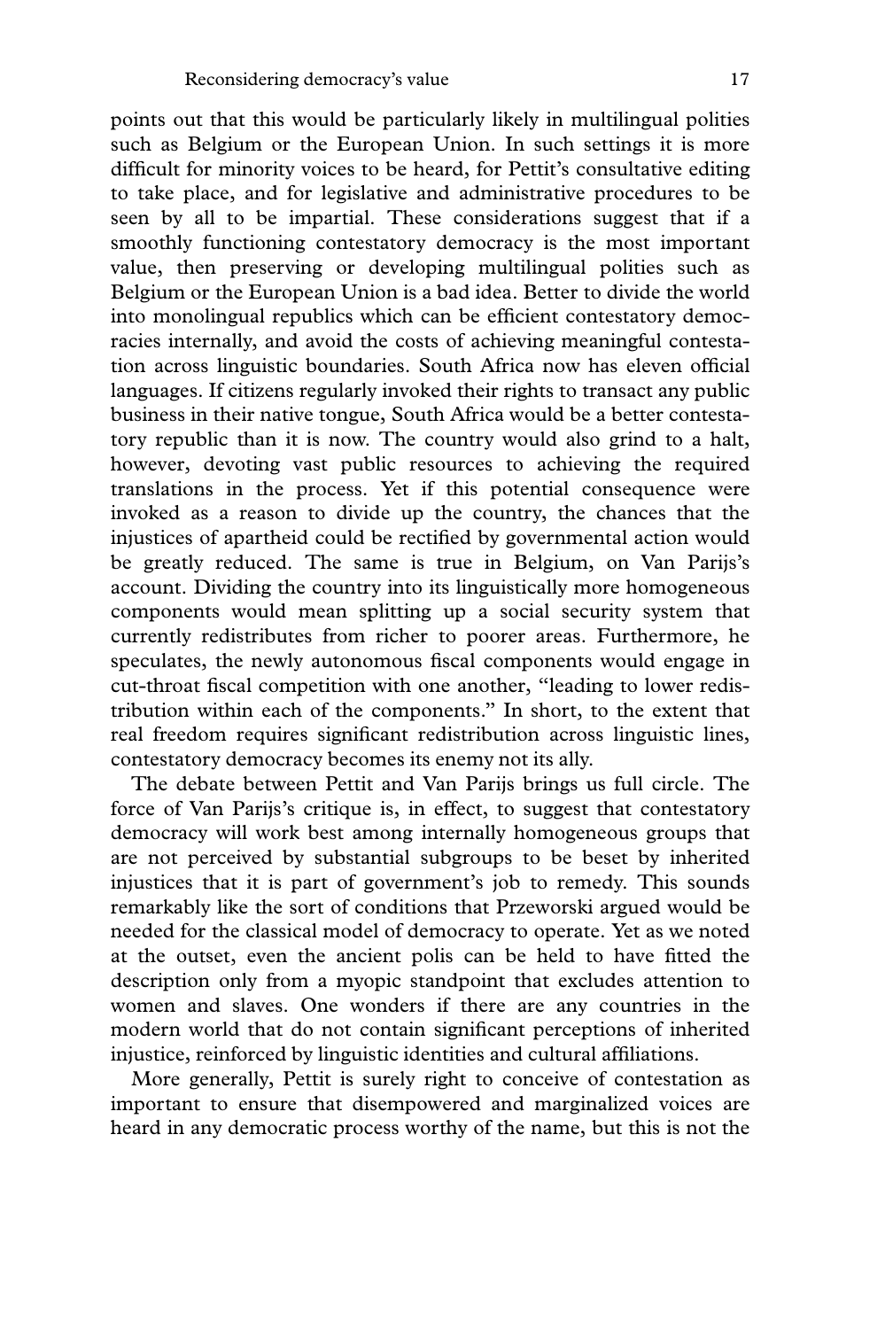points out that this would be particularly likely in multilingual polities such as Belgium or the European Union. In such settings it is more difficult for minority voices to be heard, for Pettit's consultative editing to take place, and for legislative and administrative procedures to be seen by all to be impartial. These considerations suggest that if a smoothly functioning contestatory democracy is the most important value, then preserving or developing multilingual polities such as Belgium or the European Union is a bad idea. Better to divide the world into monolingual republics which can be efficient contestatory democracies internally, and avoid the costs of achieving meaningful contestation across linguistic boundaries. South Africa now has eleven official languages. If citizens regularly invoked their rights to transact any public business in their native tongue, South Africa would be a better contestatory republic than it is now. The country would also grind to a halt, however, devoting vast public resources to achieving the required translations in the process. Yet if this potential consequence were invoked as a reason to divide up the country, the chances that the injustices of apartheid could be rectified by governmental action would be greatly reduced. The same is true in Belgium, on Van Parijs's account. Dividing the country into its linguistically more homogeneous components would mean splitting up a social security system that currently redistributes from richer to poorer areas. Furthermore, he speculates, the newly autonomous fiscal components would engage in cut-throat fiscal competition with one another, "leading to lower redistribution within each of the components." In short, to the extent that real freedom requires significant redistribution across linguistic lines, contestatory democracy becomes its enemy not its ally.

The debate between Pettit and Van Parijs brings us full circle. The force of Van Parijs's critique is, in effect, to suggest that contestatory democracy will work best among internally homogeneous groups that are not perceived by substantial subgroups to be beset by inherited injustices that it is part of government's job to remedy. This sounds remarkably like the sort of conditions that Przeworski argued would be needed for the classical model of democracy to operate. Yet as we noted at the outset, even the ancient polis can be held to have fitted the description only from a myopic standpoint that excludes attention to women and slaves. One wonders if there are any countries in the modern world that do not contain significant perceptions of inherited injustice, reinforced by linguistic identities and cultural affiliations.

More generally, Pettit is surely right to conceive of contestation as important to ensure that disempowered and marginalized voices are heard in any democratic process worthy of the name, but this is not the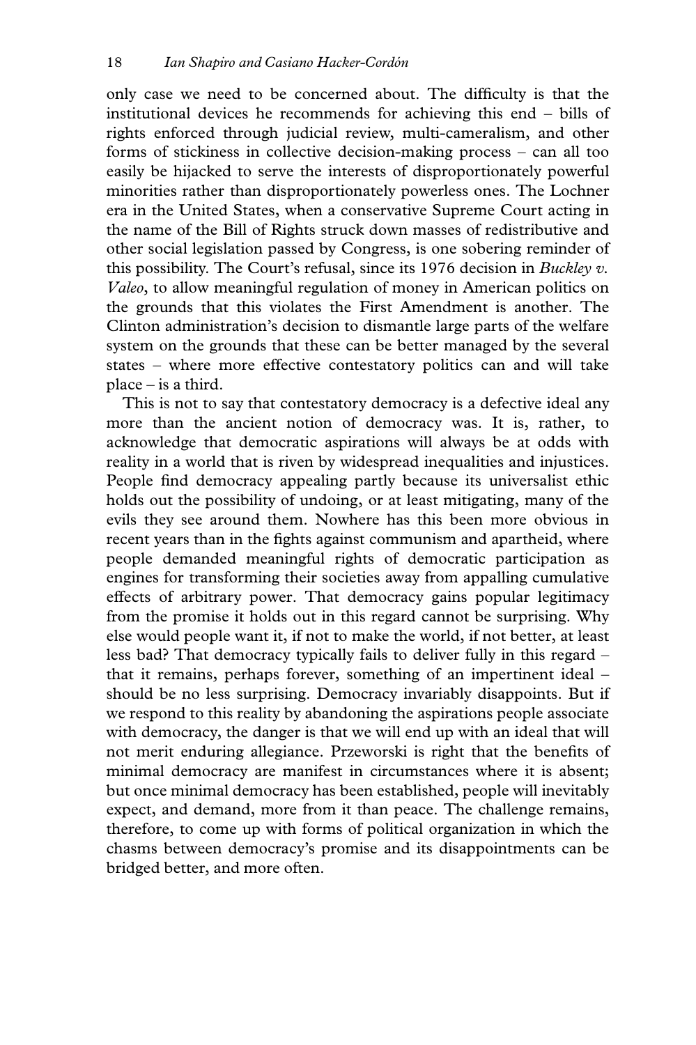only case we need to be concerned about. The difficulty is that the institutional devices he recommends for achieving this end – bills of rights enforced through judicial review, multi-cameralism, and other forms of stickiness in collective decision-making process – can all too easily be hijacked to serve the interests of disproportionately powerful minorities rather than disproportionately powerless ones. The Lochner era in the United States, when a conservative Supreme Court acting in the name of the Bill of Rights struck down masses of redistributive and other social legislation passed by Congress, is one sobering reminder of this possibility. The Court's refusal, since its 1976 decision in *Buckley v. Valeo*, to allow meaningful regulation of money in American politics on the grounds that this violates the First Amendment is another. The Clinton administration's decision to dismantle large parts of the welfare system on the grounds that these can be better managed by the several states – where more effective contestatory politics can and will take place – is a third.

This is not to say that contestatory democracy is a defective ideal any more than the ancient notion of democracy was. It is, rather, to acknowledge that democratic aspirations will always be at odds with reality in a world that is riven by widespread inequalities and injustices. People find democracy appealing partly because its universalist ethic holds out the possibility of undoing, or at least mitigating, many of the evils they see around them. Nowhere has this been more obvious in recent years than in the fights against communism and apartheid, where people demanded meaningful rights of democratic participation as engines for transforming their societies away from appalling cumulative effects of arbitrary power. That democracy gains popular legitimacy from the promise it holds out in this regard cannot be surprising. Why else would people want it, if not to make the world, if not better, at least less bad? That democracy typically fails to deliver fully in this regard – that it remains, perhaps forever, something of an impertinent ideal – should be no less surprising. Democracy invariably disappoints. But if we respond to this reality by abandoning the aspirations people associate with democracy, the danger is that we will end up with an ideal that will not merit enduring allegiance. Przeworski is right that the benefits of minimal democracy are manifest in circumstances where it is absent; but once minimal democracy has been established, people will inevitably expect, and demand, more from it than peace. The challenge remains, therefore, to come up with forms of political organization in which the chasms between democracy's promise and its disappointments can be bridged better, and more often.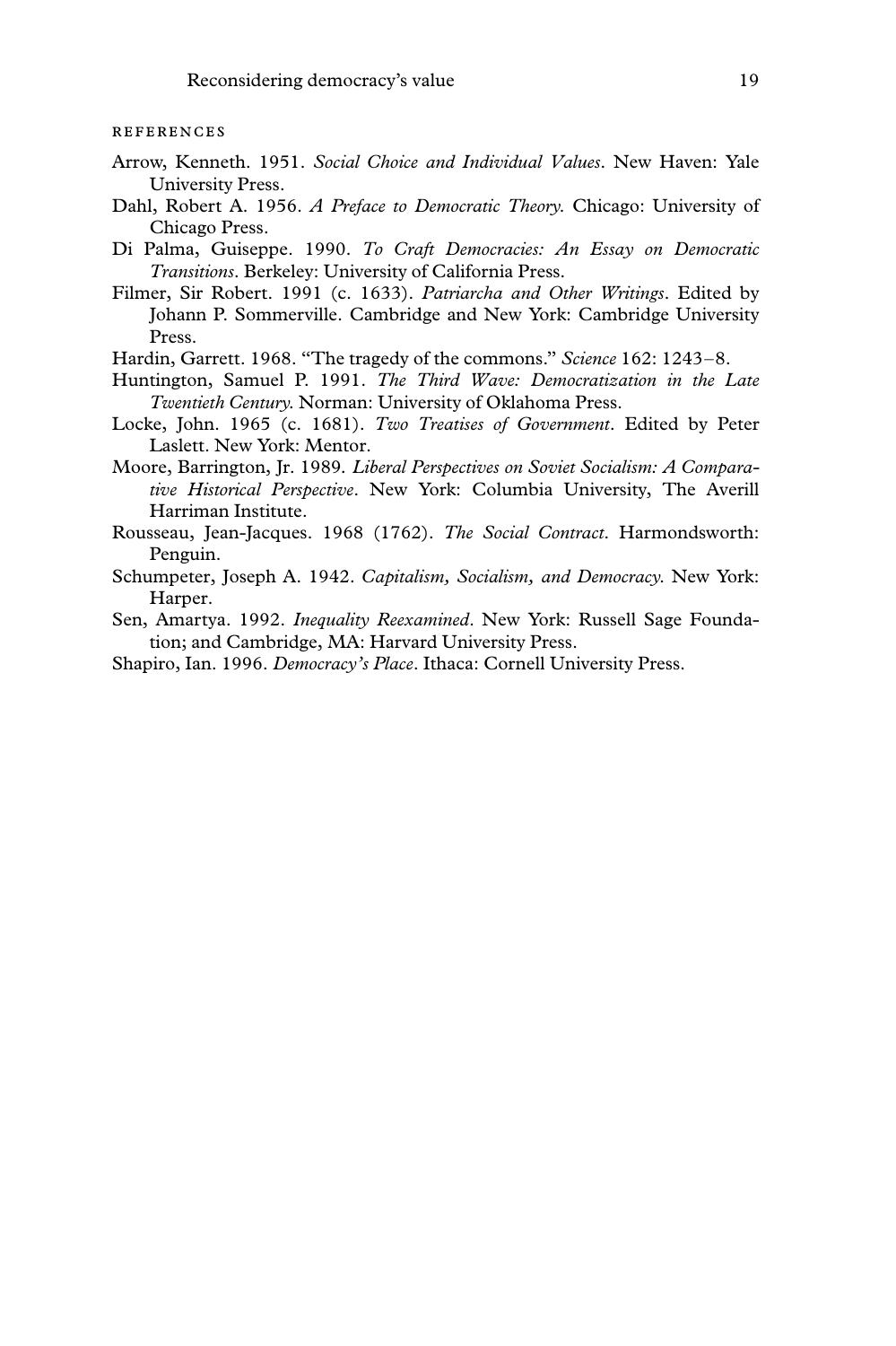## REFERENCES

Arrow, Kenneth. 1951. *Social Choice and Individual Values*. New Haven: Yale University Press.

Dahl, Robert A. 1956. *A Preface to Democratic Theory*. Chicago: University of Chicago Press.

Di Palma, Guiseppe. 1990. *To Craft Democracies: An Essay on Democratic Transitions*. Berkeley: University of California Press.

Filmer, Sir Robert. 1991 (c. 1633). *Patriarcha and Other Writings*. Edited by Johann P. Sommerville. Cambridge and New York: Cambridge University Press.

Hardin, Garrett. 1968. "The tragedy of the commons." *Science* 162: 1243–8.

Huntington, Samuel P. 1991. *The Third Wave: Democratization in the Late Twentieth Century*. Norman: University of Oklahoma Press.

Locke, John. 1965 (c. 1681). *Two Treatises of Government*. Edited by Peter Laslett. New York: Mentor.

Moore, Barrington, Jr. 1989. *Liberal Perspectives on Soviet Socialism: A Comparative Historical Perspective*. New York: Columbia University, The Averill Harriman Institute.

Rousseau, Jean-Jacques. 1968 (1762). *The Social Contract*. Harmondsworth: Penguin.

Schumpeter, Joseph A. 1942. *Capitalism, Socialism, and Democracy*. New York: Harper.

Sen, Amartya. 1992. *Inequality Reexamined*. New York: Russell Sage Foundation; and Cambridge, MA: Harvard University Press.

Shapiro, Ian. 1996. *Democracy's Place*. Ithaca: Cornell University Press.